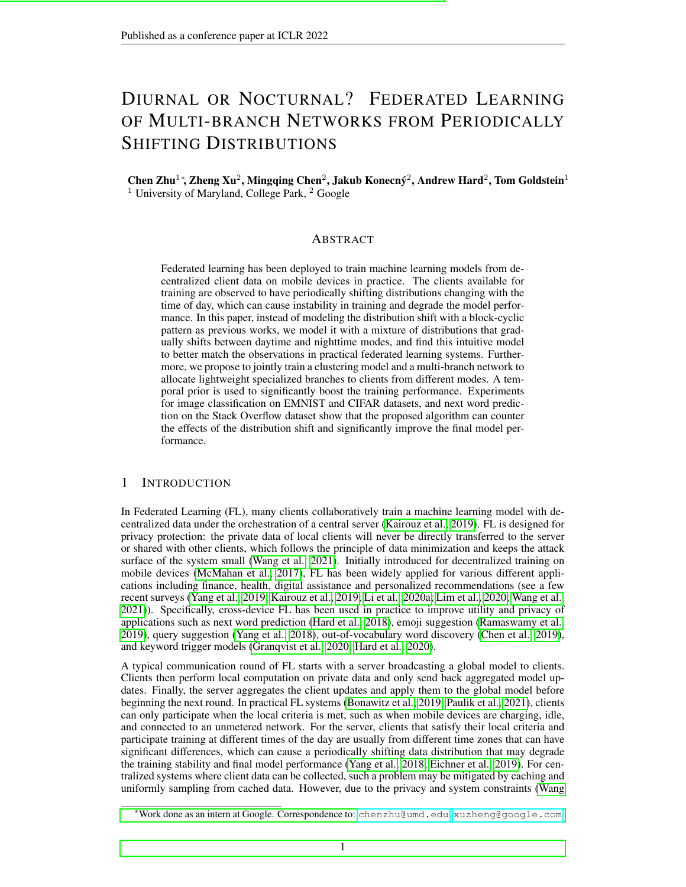# Diurnal or Nocturnal? Federated Learning of Multi-branch Networks from Periodically Shifting Distributions

**Chen Zhu**[1]*, **Zheng Xu**[2], **Mingqing Chen**[2], **Jakub Konečný**[2], **Andrew Hard**[2], **Tom Goldstein**[1]
[1] University of Maryland, College Park, [2] Google

## Abstract

Federated learning has been deployed to train machine learning models from decentralized client data on mobile devices in practice. The clients available for training are observed to have periodically shifting distributions changing with the time of day, which can cause instability in training and degrade the model performance. In this paper, instead of modeling the distribution shift with a block-cyclic pattern as previous works, we model it with a mixture of distributions that gradually shifts between daytime and nighttime modes, and find this intuitive model to better match the observations in practical federated learning systems. Furthermore, we propose to jointly train a clustering model and a multi-branch network to allocate lightweight specialized branches to clients from different modes. A temporal prior is used to significantly boost the training performance. Experiments for image classification on EMNIST and CIFAR datasets, and next word prediction on the Stack Overflow dataset show that the proposed algorithm can counter the effects of the distribution shift and significantly improve the final model performance.

## 1 Introduction

In Federated Learning (FL), many clients collaboratively train a machine learning model with decentralized data under the orchestration of a central server (Kairouz et al., 2019). FL is designed for privacy protection: the private data of local clients will never be directly transferred to the server or shared with other clients, which follows the principle of data minimization and keeps the attack surface of the system small (Wang et al., 2021). Initially introduced for decentralized training on mobile devices (McMahan et al., 2017), FL has been widely applied for various different applications including finance, health, digital assistance and personalized recommendations (see a few recent surveys (Yang et al., 2019; Kairouz et al., 2019; Li et al., 2020a; Lim et al., 2020; Wang et al., 2021)). Specifically, cross-device FL has been used in practice to improve utility and privacy of applications such as next word prediction (Hard et al., 2018), emoji suggestion (Ramaswamy et al., 2019), query suggestion (Yang et al., 2018), out-of-vocabulary word discovery (Chen et al., 2019), and keyword trigger models (Granqvist et al., 2020; Hard et al., 2020).

A typical communication round of FL starts with a server broadcasting a global model to clients. Clients then perform local computation on private data and only send back aggregated model updates. Finally, the server aggregates the client updates and apply them to the global model before beginning the next round. In practical FL systems (Bonawitz et al., 2019; Paulik et al., 2021), clients can only participate when the local criteria is met, such as when mobile devices are charging, idle, and connected to an unmetered network. For the server, clients that satisfy their local criteria and participate training at different times of the day are usually from different time zones that can have significant differences, which can cause a periodically shifting data distribution that may degrade the training stability and final model performance (Yang et al., 2018; Eichner et al., 2019). For centralized systems where client data can be collected, such a problem may be mitigated by caching and uniformly sampling from cached data. However, due to the privacy and system constraints (Wang

*Work done as an intern at Google. Correspondence to: chenzhu@umd.edu, xuzheng@google.com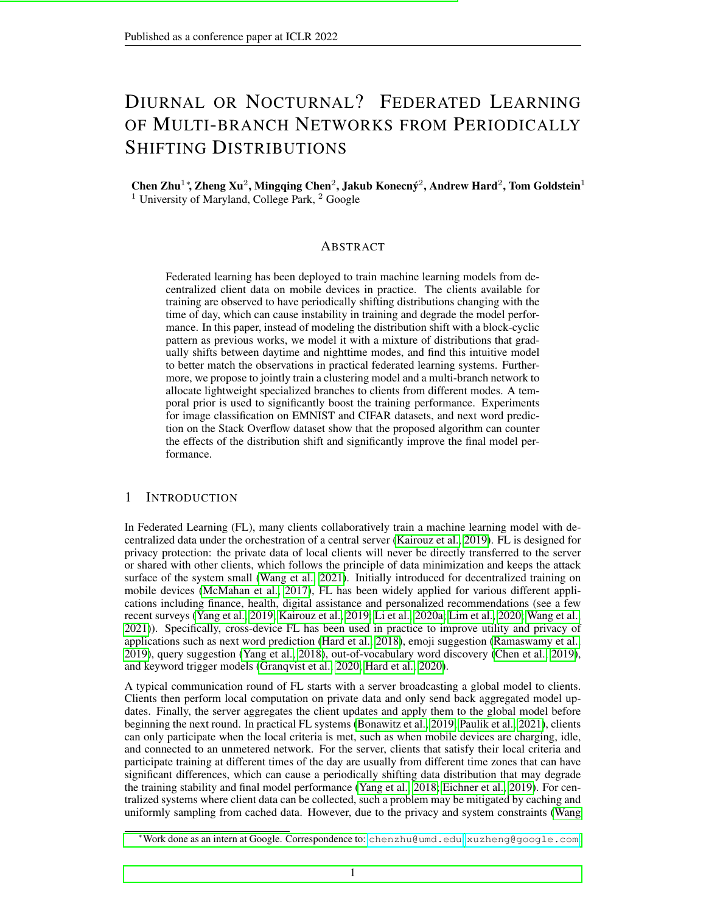# DIURNAL OR NOCTURNAL? FEDERATED LEARNING OF MULTI-BRANCH NETWORKS FROM PERIODICALLY SHIFTING DISTRIBUTIONS

**Chen Zhu**[1]\*, **Zheng Xu**[2], **Mingqing Chen**[2], **Jakub Konečný**[2], **Andrew Hard**[2], **Tom Goldstein**[1]
[1] University of Maryland, College Park, [2] Google

## ABSTRACT

Federated learning has been deployed to train machine learning models from decentralized client data on mobile devices in practice. The clients available for training are observed to have periodically shifting distributions changing with the time of day, which can cause instability in training and degrade the model performance. In this paper, instead of modeling the distribution shift with a block-cyclic pattern as previous works, we model it with a mixture of distributions that gradually shifts between daytime and nighttime modes, and find this intuitive model to better match the observations in practical federated learning systems. Furthermore, we propose to jointly train a clustering model and a multi-branch network to allocate lightweight specialized branches to clients from different modes. A temporal prior is used to significantly boost the training performance. Experiments for image classification on EMNIST and CIFAR datasets, and next word prediction on the Stack Overflow dataset show that the proposed algorithm can counter the effects of the distribution shift and significantly improve the final model performance.

## 1 INTRODUCTION

In Federated Learning (FL), many clients collaboratively train a machine learning model with decentralized data under the orchestration of a central server (Kairouz et al., 2019). FL is designed for privacy protection: the private data of local clients will never be directly transferred to the server or shared with other clients, which follows the principle of data minimization and keeps the attack surface of the system small (Wang et al., 2021). Initially introduced for decentralized training on mobile devices (McMahan et al., 2017), FL has been widely applied for various different applications including finance, health, digital assistance and personalized recommendations (see a few recent surveys (Yang et al., 2019; Kairouz et al., 2019; Li et al., 2020a; Lim et al., 2020; Wang et al., 2021)). Specifically, cross-device FL has been used in practice to improve utility and privacy of applications such as next word prediction (Hard et al., 2018), emoji suggestion (Ramaswamy et al., 2019), query suggestion (Yang et al., 2018), out-of-vocabulary word discovery (Chen et al., 2019), and keyword trigger models (Granqvist et al., 2020; Hard et al., 2020).

A typical communication round of FL starts with a server broadcasting a global model to clients. Clients then perform local computation on private data and only send back aggregated model updates. Finally, the server aggregates the client updates and apply them to the global model before beginning the next round. In practical FL systems (Bonawitz et al., 2019; Paulik et al., 2021), clients can only participate when the local criteria is met, such as when mobile devices are charging, idle, and connected to an unmetered network. For the server, clients that satisfy their local criteria and participate training at different times of the day are usually from different time zones that can have significant differences, which can cause a periodically shifting data distribution that may degrade the training stability and final model performance (Yang et al., 2018; Eichner et al., 2019). For centralized systems where client data can be collected, such a problem may be mitigated by caching and uniformly sampling from cached data. However, due to the privacy and system constraints (Wang

\*Work done as an intern at Google. Correspondence to: chenzhu@umd.edu, xuzheng@google.com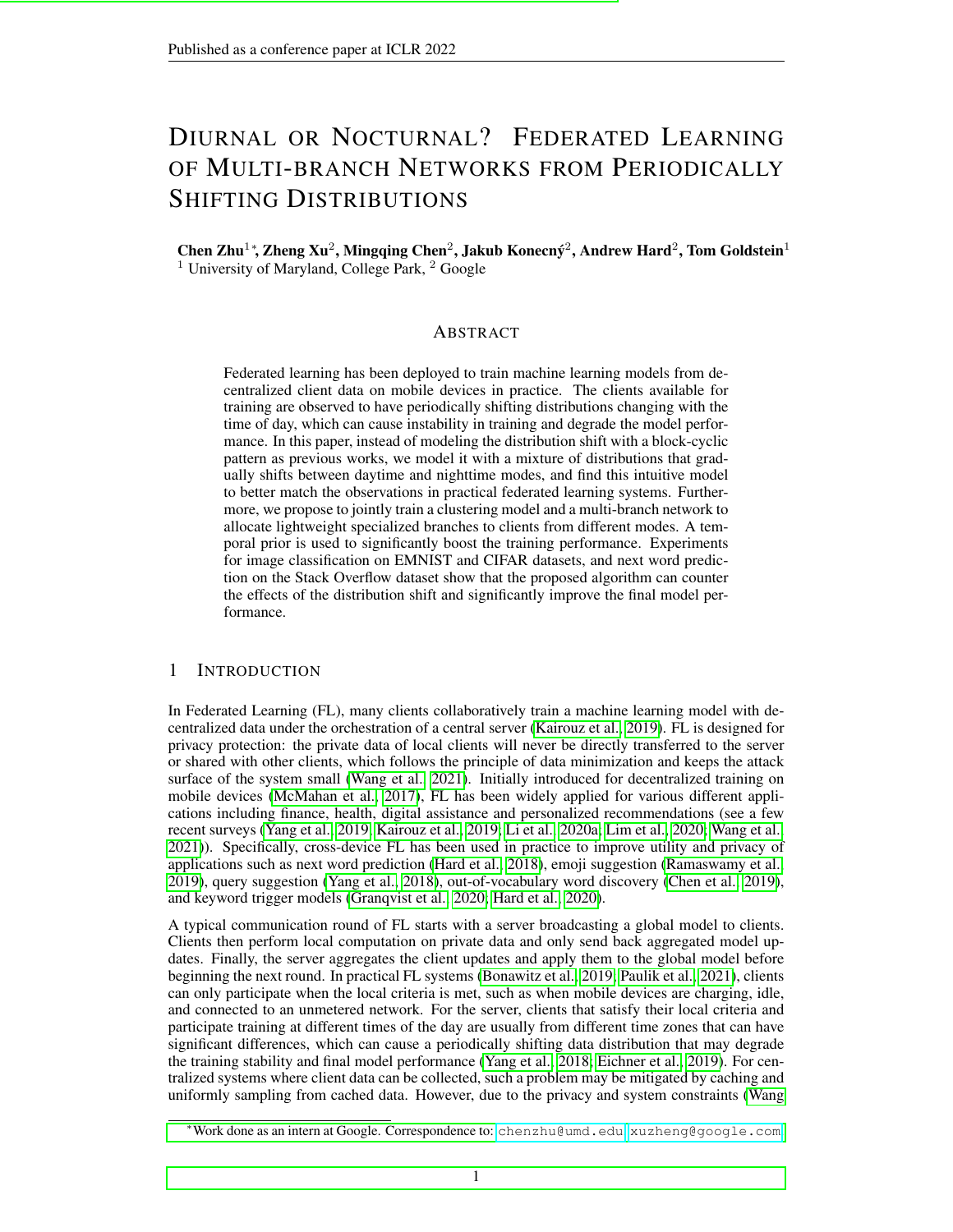# Diurnal or Nocturnal? Federated Learning of Multi-branch Networks from Periodically Shifting Distributions

**Chen Zhu**[1]*, **Zheng Xu**[2], **Mingqing Chen**[2], **Jakub Konečný**[2], **Andrew Hard**[2], **Tom Goldstein**[1]
[1] University of Maryland, College Park, [2] Google

## Abstract

Federated learning has been deployed to train machine learning models from decentralized client data on mobile devices in practice. The clients available for training are observed to have periodically shifting distributions changing with the time of day, which can cause instability in training and degrade the model performance. In this paper, instead of modeling the distribution shift with a block-cyclic pattern as previous works, we model it with a mixture of distributions that gradually shifts between daytime and nighttime modes, and find this intuitive model to better match the observations in practical federated learning systems. Furthermore, we propose to jointly train a clustering model and a multi-branch network to allocate lightweight specialized branches to clients from different modes. A temporal prior is used to significantly boost the training performance. Experiments for image classification on EMNIST and CIFAR datasets, and next word prediction on the Stack Overflow dataset show that the proposed algorithm can counter the effects of the distribution shift and significantly improve the final model performance.

## 1 Introduction

In Federated Learning (FL), many clients collaboratively train a machine learning model with decentralized data under the orchestration of a central server (Kairouz et al., 2019). FL is designed for privacy protection: the private data of local clients will never be directly transferred to the server or shared with other clients, which follows the principle of data minimization and keeps the attack surface of the system small (Wang et al., 2021). Initially introduced for decentralized training on mobile devices (McMahan et al., 2017), FL has been widely applied for various different applications including finance, health, digital assistance and personalized recommendations (see a few recent surveys (Yang et al., 2019; Kairouz et al., 2019; Li et al., 2020a; Lim et al., 2020; Wang et al., 2021)). Specifically, cross-device FL has been used in practice to improve utility and privacy of applications such as next word prediction (Hard et al., 2018), emoji suggestion (Ramaswamy et al., 2019), query suggestion (Yang et al., 2018), out-of-vocabulary word discovery (Chen et al., 2019), and keyword trigger models (Granqvist et al., 2020; Hard et al., 2020).

A typical communication round of FL starts with a server broadcasting a global model to clients. Clients then perform local computation on private data and only send back aggregated model updates. Finally, the server aggregates the client updates and apply them to the global model before beginning the next round. In practical FL systems (Bonawitz et al., 2019; Paulik et al., 2021), clients can only participate when the local criteria is met, such as when mobile devices are charging, idle, and connected to an unmetered network. For the server, clients that satisfy their local criteria and participate training at different times of the day are usually from different time zones that can have significant differences, which can cause a periodically shifting data distribution that may degrade the training stability and final model performance (Yang et al., 2018; Eichner et al., 2019). For centralized systems where client data can be collected, such a problem may be mitigated by caching and uniformly sampling from cached data. However, due to the privacy and system constraints (Wang

*Work done as an intern at Google. Correspondence to: chenzhu@umd.edu, xuzheng@google.com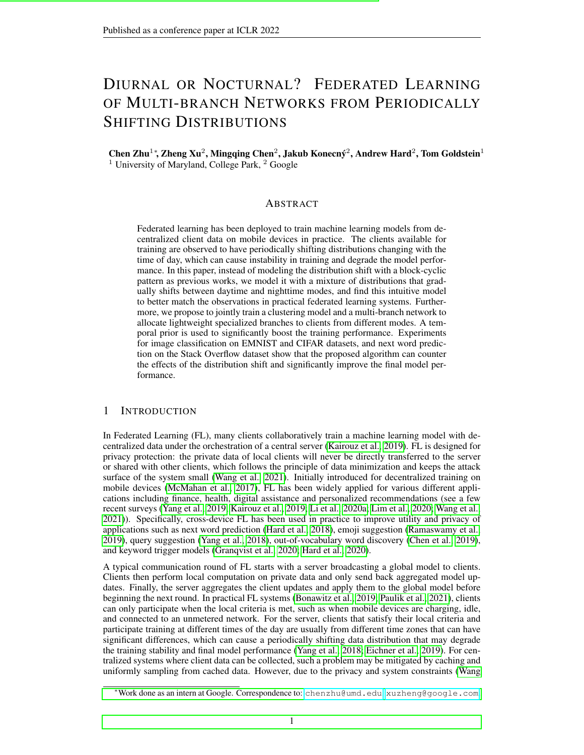# Diurnal or Nocturnal? Federated Learning of Multi-branch Networks from Periodically Shifting Distributions

**Chen Zhu**[1]*, **Zheng Xu**[2], **Mingqing Chen**[2], **Jakub Konečný**[2], **Andrew Hard**[2], **Tom Goldstein**[1]
[1] University of Maryland, College Park, [2] Google

## Abstract

Federated learning has been deployed to train machine learning models from decentralized client data on mobile devices in practice. The clients available for training are observed to have periodically shifting distributions changing with the time of day, which can cause instability in training and degrade the model performance. In this paper, instead of modeling the distribution shift with a block-cyclic pattern as previous works, we model it with a mixture of distributions that gradually shifts between daytime and nighttime modes, and find this intuitive model to better match the observations in practical federated learning systems. Furthermore, we propose to jointly train a clustering model and a multi-branch network to allocate lightweight specialized branches to clients from different modes. A temporal prior is used to significantly boost the training performance. Experiments for image classification on EMNIST and CIFAR datasets, and next word prediction on the Stack Overflow dataset show that the proposed algorithm can counter the effects of the distribution shift and significantly improve the final model performance.

## 1 Introduction

In Federated Learning (FL), many clients collaboratively train a machine learning model with decentralized data under the orchestration of a central server (Kairouz et al., 2019). FL is designed for privacy protection: the private data of local clients will never be directly transferred to the server or shared with other clients, which follows the principle of data minimization and keeps the attack surface of the system small (Wang et al., 2021). Initially introduced for decentralized training on mobile devices (McMahan et al., 2017), FL has been widely applied for various different applications including finance, health, digital assistance and personalized recommendations (see a few recent surveys (Yang et al., 2019; Kairouz et al., 2019; Li et al., 2020a; Lim et al., 2020; Wang et al., 2021)). Specifically, cross-device FL has been used in practice to improve utility and privacy of applications such as next word prediction (Hard et al., 2018), emoji suggestion (Ramaswamy et al., 2019), query suggestion (Yang et al., 2018), out-of-vocabulary word discovery (Chen et al., 2019), and keyword trigger models (Granqvist et al., 2020; Hard et al., 2020).

A typical communication round of FL starts with a server broadcasting a global model to clients. Clients then perform local computation on private data and only send back aggregated model updates. Finally, the server aggregates the client updates and apply them to the global model before beginning the next round. In practical FL systems (Bonawitz et al., 2019; Paulik et al., 2021), clients can only participate when the local criteria is met, such as when mobile devices are charging, idle, and connected to an unmetered network. For the server, clients that satisfy their local criteria and participate training at different times of the day are usually from different time zones that can have significant differences, which can cause a periodically shifting data distribution that may degrade the training stability and final model performance (Yang et al., 2018; Eichner et al., 2019). For centralized systems where client data can be collected, such a problem may be mitigated by caching and uniformly sampling from cached data. However, due to the privacy and system constraints (Wang

*Work done as an intern at Google. Correspondence to: chenzhu@umd.edu, xuzheng@google.com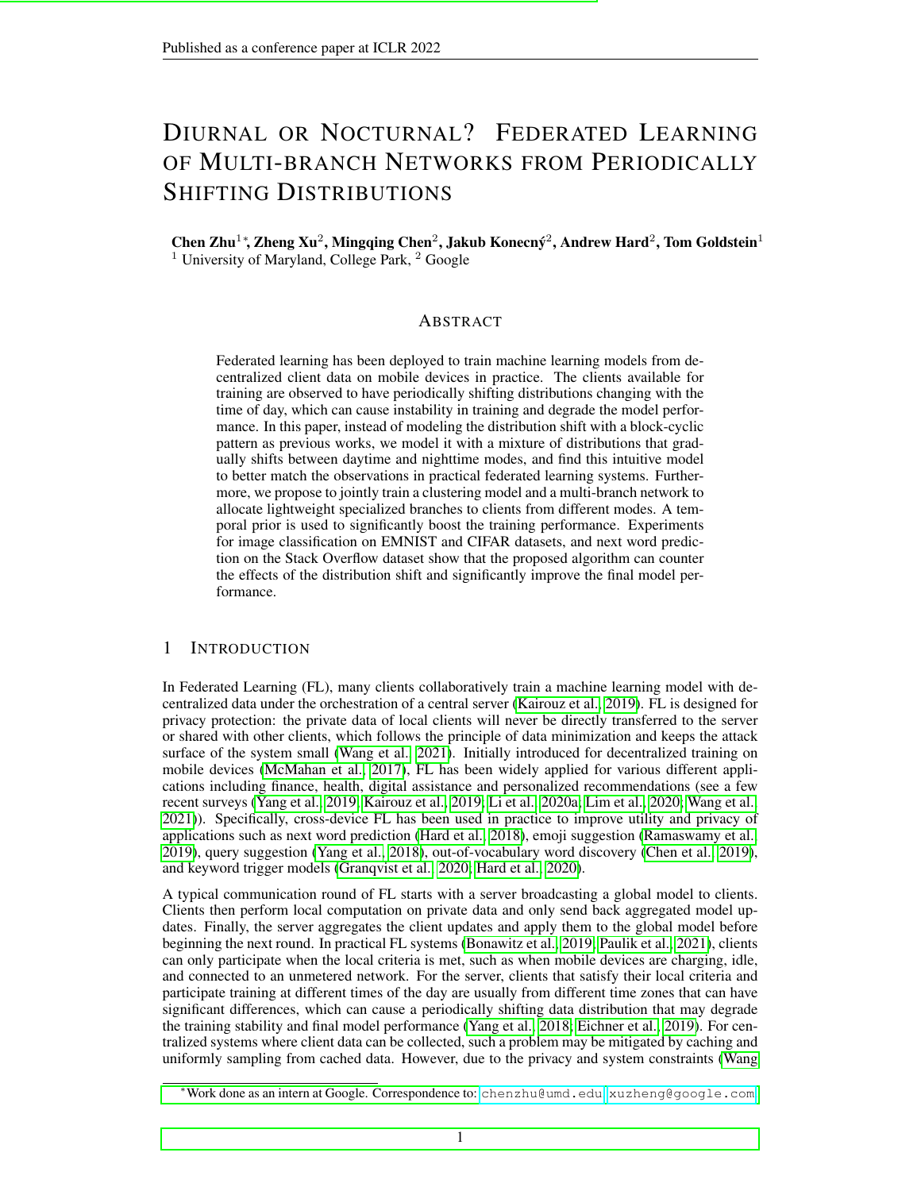# Diurnal or Nocturnal? Federated Learning of Multi-branch Networks from Periodically Shifting Distributions

**Chen Zhu**[1]*, **Zheng Xu**[2], **Mingqing Chen**[2], **Jakub Konečný**[2], **Andrew Hard**[2], **Tom Goldstein**[1]
[1] University of Maryland, College Park, [2] Google

## Abstract

Federated learning has been deployed to train machine learning models from decentralized client data on mobile devices in practice. The clients available for training are observed to have periodically shifting distributions changing with the time of day, which can cause instability in training and degrade the model performance. In this paper, instead of modeling the distribution shift with a block-cyclic pattern as previous works, we model it with a mixture of distributions that gradually shifts between daytime and nighttime modes, and find this intuitive model to better match the observations in practical federated learning systems. Furthermore, we propose to jointly train a clustering model and a multi-branch network to allocate lightweight specialized branches to clients from different modes. A temporal prior is used to significantly boost the training performance. Experiments for image classification on EMNIST and CIFAR datasets, and next word prediction on the Stack Overflow dataset show that the proposed algorithm can counter the effects of the distribution shift and significantly improve the final model performance.

## 1 Introduction

In Federated Learning (FL), many clients collaboratively train a machine learning model with decentralized data under the orchestration of a central server (Kairouz et al., 2019). FL is designed for privacy protection: the private data of local clients will never be directly transferred to the server or shared with other clients, which follows the principle of data minimization and keeps the attack surface of the system small (Wang et al., 2021). Initially introduced for decentralized training on mobile devices (McMahan et al., 2017), FL has been widely applied for various different applications including finance, health, digital assistance and personalized recommendations (see a few recent surveys (Yang et al., 2019; Kairouz et al., 2019; Li et al., 2020a; Lim et al., 2020; Wang et al., 2021)). Specifically, cross-device FL has been used in practice to improve utility and privacy of applications such as next word prediction (Hard et al., 2018), emoji suggestion (Ramaswamy et al., 2019), query suggestion (Yang et al., 2018), out-of-vocabulary word discovery (Chen et al., 2019), and keyword trigger models (Granqvist et al., 2020; Hard et al., 2020).

A typical communication round of FL starts with a server broadcasting a global model to clients. Clients then perform local computation on private data and only send back aggregated model updates. Finally, the server aggregates the client updates and apply them to the global model before beginning the next round. In practical FL systems (Bonawitz et al., 2019; Paulik et al., 2021), clients can only participate when the local criteria is met, such as when mobile devices are charging, idle, and connected to an unmetered network. For the server, clients that satisfy their local criteria and participate training at different times of the day are usually from different time zones that can have significant differences, which can cause a periodically shifting data distribution that may degrade the training stability and final model performance (Yang et al., 2018; Eichner et al., 2019). For centralized systems where client data can be collected, such a problem may be mitigated by caching and uniformly sampling from cached data. However, due to the privacy and system constraints (Wang

*Work done as an intern at Google. Correspondence to: chenzhu@umd.edu, xuzheng@google.com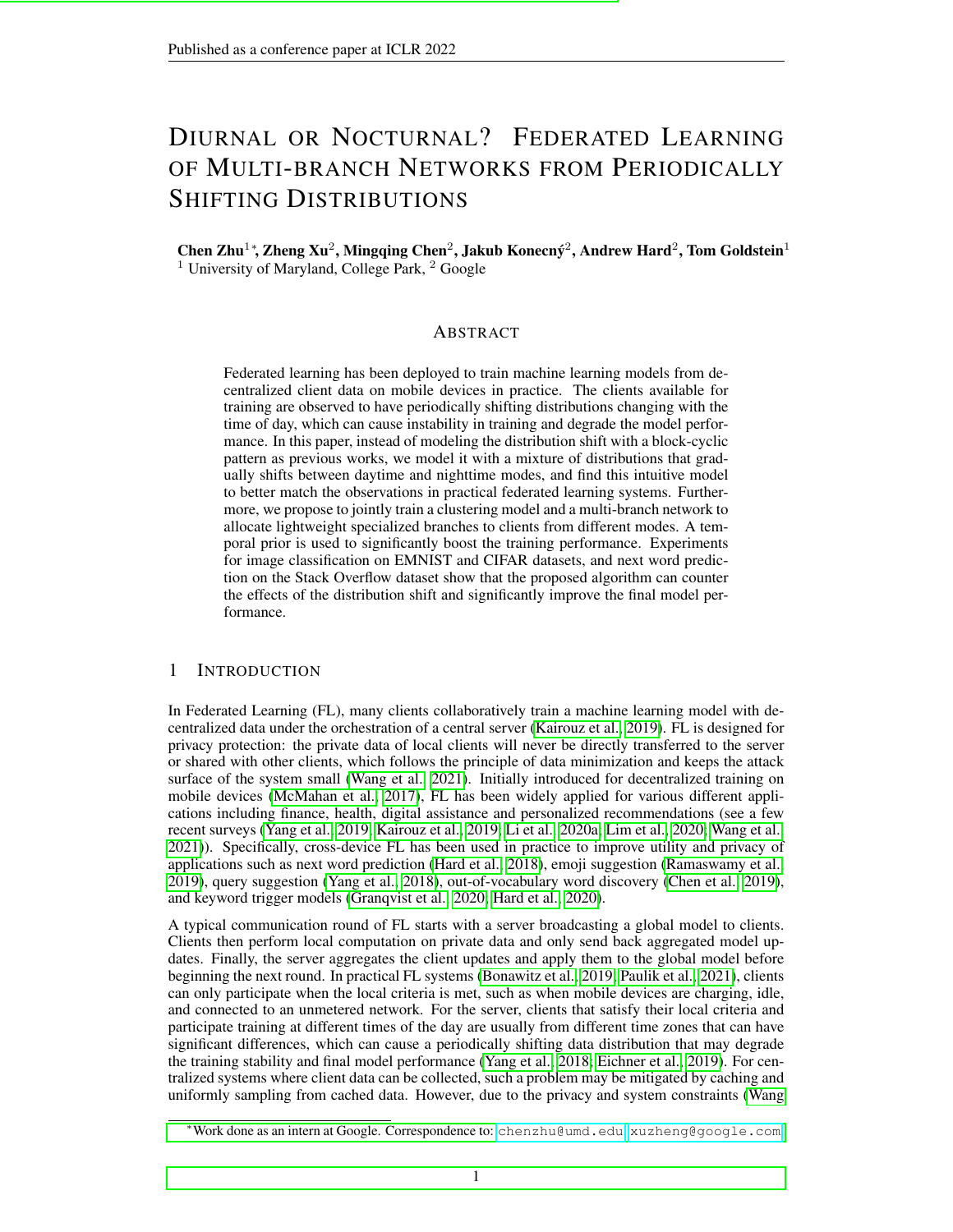# DIURNAL OR NOCTURNAL? FEDERATED LEARNING OF MULTI-BRANCH NETWORKS FROM PERIODICALLY SHIFTING DISTRIBUTIONS

**Chen Zhu**[1]*, **Zheng Xu**[2], **Mingqing Chen**[2], **Jakub Konecný**[2], **Andrew Hard**[2], **Tom Goldstein**[1]
[1] University of Maryland, College Park, [2] Google

## ABSTRACT

Federated learning has been deployed to train machine learning models from decentralized client data on mobile devices in practice. The clients available for training are observed to have periodically shifting distributions changing with the time of day, which can cause instability in training and degrade the model performance. In this paper, instead of modeling the distribution shift with a block-cyclic pattern as previous works, we model it with a mixture of distributions that gradually shifts between daytime and nighttime modes, and find this intuitive model to better match the observations in practical federated learning systems. Furthermore, we propose to jointly train a clustering model and a multi-branch network to allocate lightweight specialized branches to clients from different modes. A temporal prior is used to significantly boost the training performance. Experiments for image classification on EMNIST and CIFAR datasets, and next word prediction on the Stack Overflow dataset show that the proposed algorithm can counter the effects of the distribution shift and significantly improve the final model performance.

## 1 INTRODUCTION

In Federated Learning (FL), many clients collaboratively train a machine learning model with decentralized data under the orchestration of a central server (Kairouz et al., 2019). FL is designed for privacy protection: the private data of local clients will never be directly transferred to the server or shared with other clients, which follows the principle of data minimization and keeps the attack surface of the system small (Wang et al., 2021). Initially introduced for decentralized training on mobile devices (McMahan et al., 2017), FL has been widely applied for various different applications including finance, health, digital assistance and personalized recommendations (see a few recent surveys (Yang et al., 2019; Kairouz et al., 2019; Li et al., 2020a; Lim et al., 2020; Wang et al., 2021)). Specifically, cross-device FL has been used in practice to improve utility and privacy of applications such as next word prediction (Hard et al., 2018), emoji suggestion (Ramaswamy et al., 2019), query suggestion (Yang et al., 2018), out-of-vocabulary word discovery (Chen et al., 2019), and keyword trigger models (Granqvist et al., 2020; Hard et al., 2020).

A typical communication round of FL starts with a server broadcasting a global model to clients. Clients then perform local computation on private data and only send back aggregated model updates. Finally, the server aggregates the client updates and apply them to the global model before beginning the next round. In practical FL systems (Bonawitz et al., 2019; Paulik et al., 2021), clients can only participate when the local criteria is met, such as when mobile devices are charging, idle, and connected to an unmetered network. For the server, clients that satisfy their local criteria and participate training at different times of the day are usually from different time zones that can have significant differences, which can cause a periodically shifting data distribution that may degrade the training stability and final model performance (Yang et al., 2018; Eichner et al., 2019). For centralized systems where client data can be collected, such a problem may be mitigated by caching and uniformly sampling from cached data. However, due to the privacy and system constraints (Wang

*Work done as an intern at Google. Correspondence to: chenzhu@umd.edu, xuzheng@google.com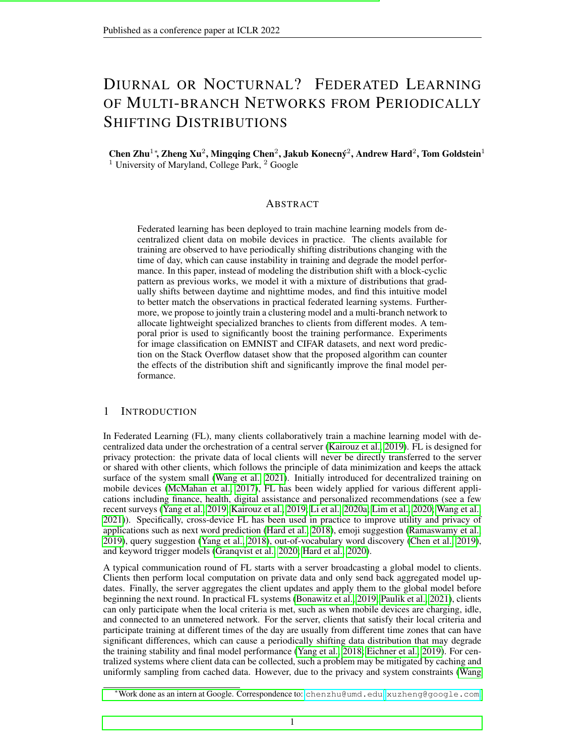# Diurnal or Nocturnal? Federated Learning of Multi-branch Networks from Periodically Shifting Distributions

**Chen Zhu**[1]\*, **Zheng Xu**[2], **Mingqing Chen**[2], **Jakub Konečný**[2], **Andrew Hard**[2], **Tom Goldstein**[1]
[1] University of Maryland, College Park, [2] Google

## Abstract

Federated learning has been deployed to train machine learning models from decentralized client data on mobile devices in practice. The clients available for training are observed to have periodically shifting distributions changing with the time of day, which can cause instability in training and degrade the model performance. In this paper, instead of modeling the distribution shift with a block-cyclic pattern as previous works, we model it with a mixture of distributions that gradually shifts between daytime and nighttime modes, and find this intuitive model to better match the observations in practical federated learning systems. Furthermore, we propose to jointly train a clustering model and a multi-branch network to allocate lightweight specialized branches to clients from different modes. A temporal prior is used to significantly boost the training performance. Experiments for image classification on EMNIST and CIFAR datasets, and next word prediction on the Stack Overflow dataset show that the proposed algorithm can counter the effects of the distribution shift and significantly improve the final model performance.

## 1 Introduction

In Federated Learning (FL), many clients collaboratively train a machine learning model with decentralized data under the orchestration of a central server (Kairouz et al., 2019). FL is designed for privacy protection: the private data of local clients will never be directly transferred to the server or shared with other clients, which follows the principle of data minimization and keeps the attack surface of the system small (Wang et al., 2021). Initially introduced for decentralized training on mobile devices (McMahan et al., 2017), FL has been widely applied for various different applications including finance, health, digital assistance and personalized recommendations (see a few recent surveys (Yang et al., 2019; Kairouz et al., 2019; Li et al., 2020a; Lim et al., 2020; Wang et al., 2021)). Specifically, cross-device FL has been used in practice to improve utility and privacy of applications such as next word prediction (Hard et al., 2018), emoji suggestion (Ramaswamy et al., 2019), query suggestion (Yang et al., 2018), out-of-vocabulary word discovery (Chen et al., 2019), and keyword trigger models (Granqvist et al., 2020; Hard et al., 2020).

A typical communication round of FL starts with a server broadcasting a global model to clients. Clients then perform local computation on private data and only send back aggregated model updates. Finally, the server aggregates the client updates and apply them to the global model before beginning the next round. In practical FL systems (Bonawitz et al., 2019; Paulik et al., 2021), clients can only participate when the local criteria is met, such as when mobile devices are charging, idle, and connected to an unmetered network. For the server, clients that satisfy their local criteria and participate training at different times of the day are usually from different time zones that can have significant differences, which can cause a periodically shifting data distribution that may degrade the training stability and final model performance (Yang et al., 2018; Eichner et al., 2019). For centralized systems where client data can be collected, such a problem may be mitigated by caching and uniformly sampling from cached data. However, due to the privacy and system constraints (Wang

\*Work done as an intern at Google. Correspondence to: chenzhu@umd.edu, xuzheng@google.com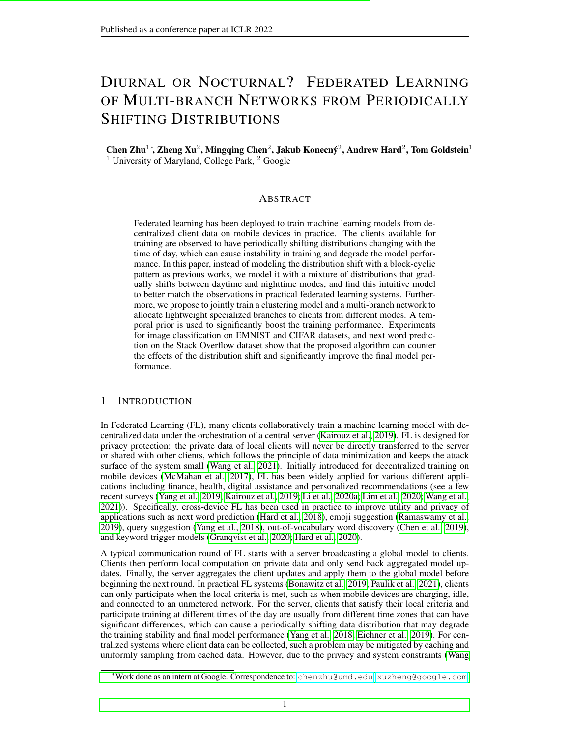# Diurnal or Nocturnal? Federated Learning of Multi-branch Networks from Periodically Shifting Distributions

**Chen Zhu[1] *, Zheng Xu[2], Mingqing Chen[2], Jakub Konečný[2], Andrew Hard[2], Tom Goldstein[1]**
[1] University of Maryland, College Park, [2] Google

## Abstract

Federated learning has been deployed to train machine learning models from decentralized client data on mobile devices in practice. The clients available for training are observed to have periodically shifting distributions changing with the time of day, which can cause instability in training and degrade the model performance. In this paper, instead of modeling the distribution shift with a block-cyclic pattern as previous works, we model it with a mixture of distributions that gradually shifts between daytime and nighttime modes, and find this intuitive model to better match the observations in practical federated learning systems. Furthermore, we propose to jointly train a clustering model and a multi-branch network to allocate lightweight specialized branches to clients from different modes. A temporal prior is used to significantly boost the training performance. Experiments for image classification on EMNIST and CIFAR datasets, and next word prediction on the Stack Overflow dataset show that the proposed algorithm can counter the effects of the distribution shift and significantly improve the final model performance.

## 1 Introduction

In Federated Learning (FL), many clients collaboratively train a machine learning model with decentralized data under the orchestration of a central server (Kairouz et al., 2019). FL is designed for privacy protection: the private data of local clients will never be directly transferred to the server or shared with other clients, which follows the principle of data minimization and keeps the attack surface of the system small (Wang et al., 2021). Initially introduced for decentralized training on mobile devices (McMahan et al., 2017), FL has been widely applied for various different applications including finance, health, digital assistance and personalized recommendations (see a few recent surveys (Yang et al., 2019; Kairouz et al., 2019; Li et al., 2020a; Lim et al., 2020; Wang et al., 2021)). Specifically, cross-device FL has been used in practice to improve utility and privacy of applications such as next word prediction (Hard et al., 2018), emoji suggestion (Ramaswamy et al., 2019), query suggestion (Yang et al., 2018), out-of-vocabulary word discovery (Chen et al., 2019), and keyword trigger models (Granqvist et al., 2020; Hard et al., 2020).

A typical communication round of FL starts with a server broadcasting a global model to clients. Clients then perform local computation on private data and only send back aggregated model updates. Finally, the server aggregates the client updates and apply them to the global model before beginning the next round. In practical FL systems (Bonawitz et al., 2019; Paulik et al., 2021), clients can only participate when the local criteria is met, such as when mobile devices are charging, idle, and connected to an unmetered network. For the server, clients that satisfy their local criteria and participate training at different times of the day are usually from different time zones that can have significant differences, which can cause a periodically shifting data distribution that may degrade the training stability and final model performance (Yang et al., 2018; Eichner et al., 2019). For centralized systems where client data can be collected, such a problem may be mitigated by caching and uniformly sampling from cached data. However, due to the privacy and system constraints (Wang

*Work done as an intern at Google. Correspondence to: chenzhu@umd.edu, xuzheng@google.com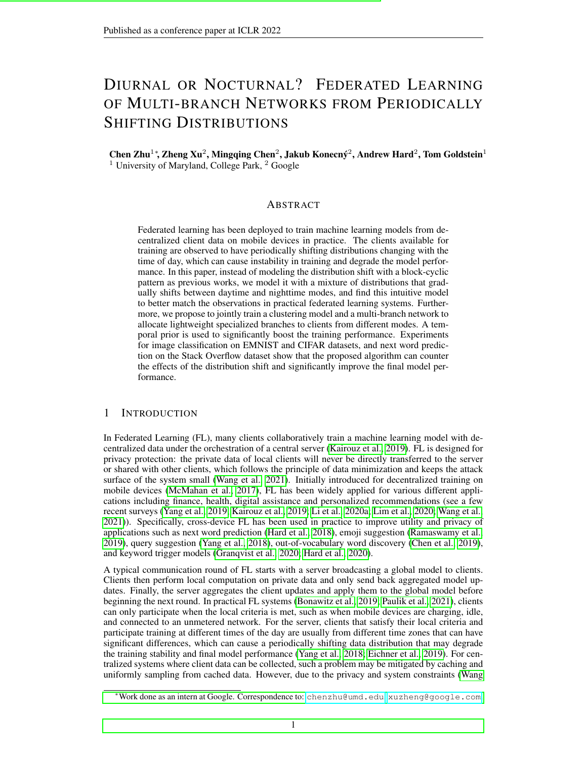# Diurnal or Nocturnal? Federated Learning of Multi-branch Networks from Periodically Shifting Distributions

**Chen Zhu**[1]*, **Zheng Xu**[2], **Mingqing Chen**[2], **Jakub Konečný**[2], **Andrew Hard**[2], **Tom Goldstein**[1]
[1] University of Maryland, College Park, [2] Google

## Abstract

Federated learning has been deployed to train machine learning models from decentralized client data on mobile devices in practice. The clients available for training are observed to have periodically shifting distributions changing with the time of day, which can cause instability in training and degrade the model performance. In this paper, instead of modeling the distribution shift with a block-cyclic pattern as previous works, we model it with a mixture of distributions that gradually shifts between daytime and nighttime modes, and find this intuitive model to better match the observations in practical federated learning systems. Furthermore, we propose to jointly train a clustering model and a multi-branch network to allocate lightweight specialized branches to clients from different modes. A temporal prior is used to significantly boost the training performance. Experiments for image classification on EMNIST and CIFAR datasets, and next word prediction on the Stack Overflow dataset show that the proposed algorithm can counter the effects of the distribution shift and significantly improve the final model performance.

## 1 Introduction

In Federated Learning (FL), many clients collaboratively train a machine learning model with decentralized data under the orchestration of a central server (Kairouz et al., 2019). FL is designed for privacy protection: the private data of local clients will never be directly transferred to the server or shared with other clients, which follows the principle of data minimization and keeps the attack surface of the system small (Wang et al., 2021). Initially introduced for decentralized training on mobile devices (McMahan et al., 2017), FL has been widely applied for various different applications including finance, health, digital assistance and personalized recommendations (see a few recent surveys (Yang et al., 2019; Kairouz et al., 2019; Li et al., 2020a; Lim et al., 2020; Wang et al., 2021)). Specifically, cross-device FL has been used in practice to improve utility and privacy of applications such as next word prediction (Hard et al., 2018), emoji suggestion (Ramaswamy et al., 2019), query suggestion (Yang et al., 2018), out-of-vocabulary word discovery (Chen et al., 2019), and keyword trigger models (Granqvist et al., 2020; Hard et al., 2020).

A typical communication round of FL starts with a server broadcasting a global model to clients. Clients then perform local computation on private data and only send back aggregated model updates. Finally, the server aggregates the client updates and apply them to the global model before beginning the next round. In practical FL systems (Bonawitz et al., 2019; Paulik et al., 2021), clients can only participate when the local criteria is met, such as when mobile devices are charging, idle, and connected to an unmetered network. For the server, clients that satisfy their local criteria and participate training at different times of the day are usually from different time zones that can have significant differences, which can cause a periodically shifting data distribution that may degrade the training stability and final model performance (Yang et al., 2018; Eichner et al., 2019). For centralized systems where client data can be collected, such a problem may be mitigated by caching and uniformly sampling from cached data. However, due to the privacy and system constraints (Wang

*Work done as an intern at Google. Correspondence to: chenzhu@umd.edu, xuzheng@google.com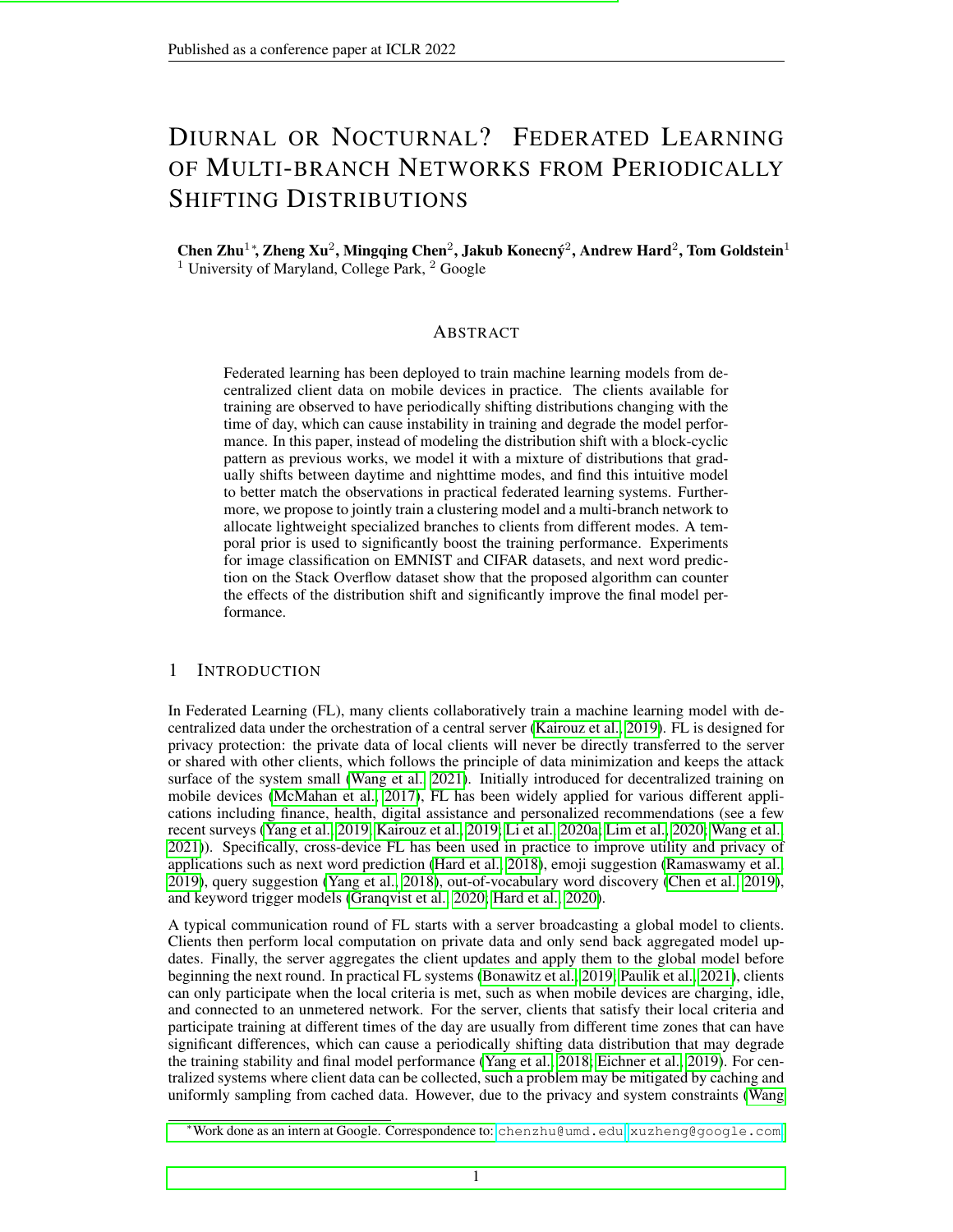# Diurnal or Nocturnal? Federated Learning of Multi-branch Networks from Periodically Shifting Distributions

**Chen Zhu**[1]*, **Zheng Xu**[2], **Mingqing Chen**[2], **Jakub Konečný**[2], **Andrew Hard**[2], **Tom Goldstein**[1]
[1] University of Maryland, College Park, [2] Google

## Abstract

Federated learning has been deployed to train machine learning models from decentralized client data on mobile devices in practice. The clients available for training are observed to have periodically shifting distributions changing with the time of day, which can cause instability in training and degrade the model performance. In this paper, instead of modeling the distribution shift with a block-cyclic pattern as previous works, we model it with a mixture of distributions that gradually shifts between daytime and nighttime modes, and find this intuitive model to better match the observations in practical federated learning systems. Furthermore, we propose to jointly train a clustering model and a multi-branch network to allocate lightweight specialized branches to clients from different modes. A temporal prior is used to significantly boost the training performance. Experiments for image classification on EMNIST and CIFAR datasets, and next word prediction on the Stack Overflow dataset show that the proposed algorithm can counter the effects of the distribution shift and significantly improve the final model performance.

## 1 Introduction

In Federated Learning (FL), many clients collaboratively train a machine learning model with decentralized data under the orchestration of a central server (Kairouz et al., 2019). FL is designed for privacy protection: the private data of local clients will never be directly transferred to the server or shared with other clients, which follows the principle of data minimization and keeps the attack surface of the system small (Wang et al., 2021). Initially introduced for decentralized training on mobile devices (McMahan et al., 2017), FL has been widely applied for various different applications including finance, health, digital assistance and personalized recommendations (see a few recent surveys (Yang et al., 2019; Kairouz et al., 2019; Li et al., 2020a; Lim et al., 2020; Wang et al., 2021)). Specifically, cross-device FL has been used in practice to improve utility and privacy of applications such as next word prediction (Hard et al., 2018), emoji suggestion (Ramaswamy et al., 2019), query suggestion (Yang et al., 2018), out-of-vocabulary word discovery (Chen et al., 2019), and keyword trigger models (Granqvist et al., 2020; Hard et al., 2020).

A typical communication round of FL starts with a server broadcasting a global model to clients. Clients then perform local computation on private data and only send back aggregated model updates. Finally, the server aggregates the client updates and apply them to the global model before beginning the next round. In practical FL systems (Bonawitz et al., 2019; Paulik et al., 2021), clients can only participate when the local criteria is met, such as when mobile devices are charging, idle, and connected to an unmetered network. For the server, clients that satisfy their local criteria and participate training at different times of the day are usually from different time zones that can have significant differences, which can cause a periodically shifting data distribution that may degrade the training stability and final model performance (Yang et al., 2018; Eichner et al., 2019). For centralized systems where client data can be collected, such a problem may be mitigated by caching and uniformly sampling from cached data. However, due to the privacy and system constraints (Wang

---

*Work done as an intern at Google. Correspondence to: chenzhu@umd.edu, xuzheng@google.com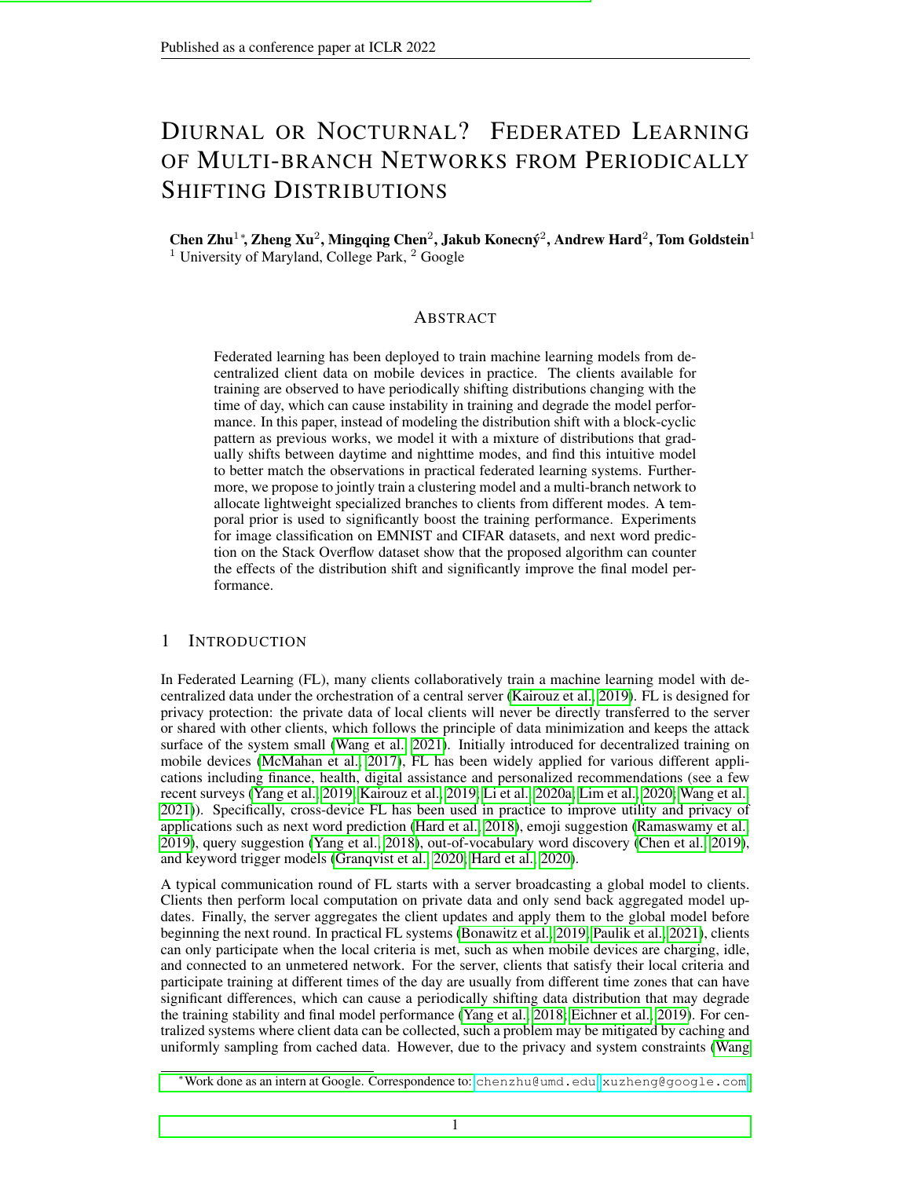# Diurnal or Nocturnal? Federated Learning of Multi-branch Networks from Periodically Shifting Distributions

**Chen Zhu**[1]*, **Zheng Xu**[2], **Mingqing Chen**[2], **Jakub Konečný**[2], **Andrew Hard**[2], **Tom Goldstein**[1]
[1] University of Maryland, College Park, [2] Google

## Abstract

Federated learning has been deployed to train machine learning models from decentralized client data on mobile devices in practice. The clients available for training are observed to have periodically shifting distributions changing with the time of day, which can cause instability in training and degrade the model performance. In this paper, instead of modeling the distribution shift with a block-cyclic pattern as previous works, we model it with a mixture of distributions that gradually shifts between daytime and nighttime modes, and find this intuitive model to better match the observations in practical federated learning systems. Furthermore, we propose to jointly train a clustering model and a multi-branch network to allocate lightweight specialized branches to clients from different modes. A temporal prior is used to significantly boost the training performance. Experiments for image classification on EMNIST and CIFAR datasets, and next word prediction on the Stack Overflow dataset show that the proposed algorithm can counter the effects of the distribution shift and significantly improve the final model performance.

## 1 Introduction

In Federated Learning (FL), many clients collaboratively train a machine learning model with decentralized data under the orchestration of a central server (Kairouz et al., 2019). FL is designed for privacy protection: the private data of local clients will never be directly transferred to the server or shared with other clients, which follows the principle of data minimization and keeps the attack surface of the system small (Wang et al., 2021). Initially introduced for decentralized training on mobile devices (McMahan et al., 2017), FL has been widely applied for various different applications including finance, health, digital assistance and personalized recommendations (see a few recent surveys (Yang et al., 2019; Kairouz et al., 2019; Li et al., 2020a; Lim et al., 2020; Wang et al., 2021)). Specifically, cross-device FL has been used in practice to improve utility and privacy of applications such as next word prediction (Hard et al., 2018), emoji suggestion (Ramaswamy et al., 2019), query suggestion (Yang et al., 2018), out-of-vocabulary word discovery (Chen et al., 2019), and keyword trigger models (Granqvist et al., 2020; Hard et al., 2020).

A typical communication round of FL starts with a server broadcasting a global model to clients. Clients then perform local computation on private data and only send back aggregated model updates. Finally, the server aggregates the client updates and apply them to the global model before beginning the next round. In practical FL systems (Bonawitz et al., 2019; Paulik et al., 2021), clients can only participate when the local criteria is met, such as when mobile devices are charging, idle, and connected to an unmetered network. For the server, clients that satisfy their local criteria and participate training at different times of the day are usually from different time zones that can have significant differences, which can cause a periodically shifting data distribution that may degrade the training stability and final model performance (Yang et al., 2018; Eichner et al., 2019). For centralized systems where client data can be collected, such a problem may be mitigated by caching and uniformly sampling from cached data. However, due to the privacy and system constraints (Wang

*Work done as an intern at Google. Correspondence to: chenzhu@umd.edu, xuzheng@google.com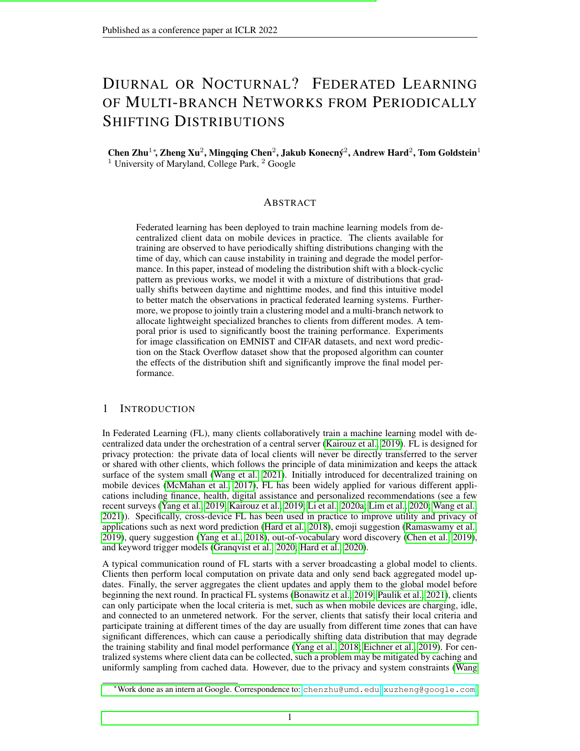# Diurnal or Nocturnal? Federated Learning of Multi-branch Networks from Periodically Shifting Distributions

**Chen Zhu**[1,*], **Zheng Xu**[2], **Mingqing Chen**[2], **Jakub Konečný**[2], **Andrew Hard**[2], **Tom Goldstein**[1]
[1] University of Maryland, College Park, [2] Google

## Abstract

Federated learning has been deployed to train machine learning models from decentralized client data on mobile devices in practice. The clients available for training are observed to have periodically shifting distributions changing with the time of day, which can cause instability in training and degrade the model performance. In this paper, instead of modeling the distribution shift with a block-cyclic pattern as previous works, we model it with a mixture of distributions that gradually shifts between daytime and nighttime modes, and find this intuitive model to better match the observations in practical federated learning systems. Furthermore, we propose to jointly train a clustering model and a multi-branch network to allocate lightweight specialized branches to clients from different modes. A temporal prior is used to significantly boost the training performance. Experiments for image classification on EMNIST and CIFAR datasets, and next word prediction on the Stack Overflow dataset show that the proposed algorithm can counter the effects of the distribution shift and significantly improve the final model performance.

## 1 Introduction

In Federated Learning (FL), many clients collaboratively train a machine learning model with decentralized data under the orchestration of a central server (Kairouz et al., 2019). FL is designed for privacy protection: the private data of local clients will never be directly transferred to the server or shared with other clients, which follows the principle of data minimization and keeps the attack surface of the system small (Wang et al., 2021). Initially introduced for decentralized training on mobile devices (McMahan et al., 2017), FL has been widely applied for various different applications including finance, health, digital assistance and personalized recommendations (see a few recent surveys (Yang et al., 2019; Kairouz et al., 2019; Li et al., 2020a; Lim et al., 2020; Wang et al., 2021)). Specifically, cross-device FL has been used in practice to improve utility and privacy of applications such as next word prediction (Hard et al., 2018), emoji suggestion (Ramaswamy et al., 2019), query suggestion (Yang et al., 2018), out-of-vocabulary word discovery (Chen et al., 2019), and keyword trigger models (Granqvist et al., 2020; Hard et al., 2020).

A typical communication round of FL starts with a server broadcasting a global model to clients. Clients then perform local computation on private data and only send back aggregated model updates. Finally, the server aggregates the client updates and apply them to the global model before beginning the next round. In practical FL systems (Bonawitz et al., 2019; Paulik et al., 2021), clients can only participate when the local criteria is met, such as when mobile devices are charging, idle, and connected to an unmetered network. For the server, clients that satisfy their local criteria and participate training at different times of the day are usually from different time zones that can have significant differences, which can cause a periodically shifting data distribution that may degrade the training stability and final model performance (Yang et al., 2018; Eichner et al., 2019). For centralized systems where client data can be collected, such a problem may be mitigated by caching and uniformly sampling from cached data. However, due to the privacy and system constraints (Wang

[*] Work done as an intern at Google. Correspondence to: chenzhu@umd.edu, xuzheng@google.com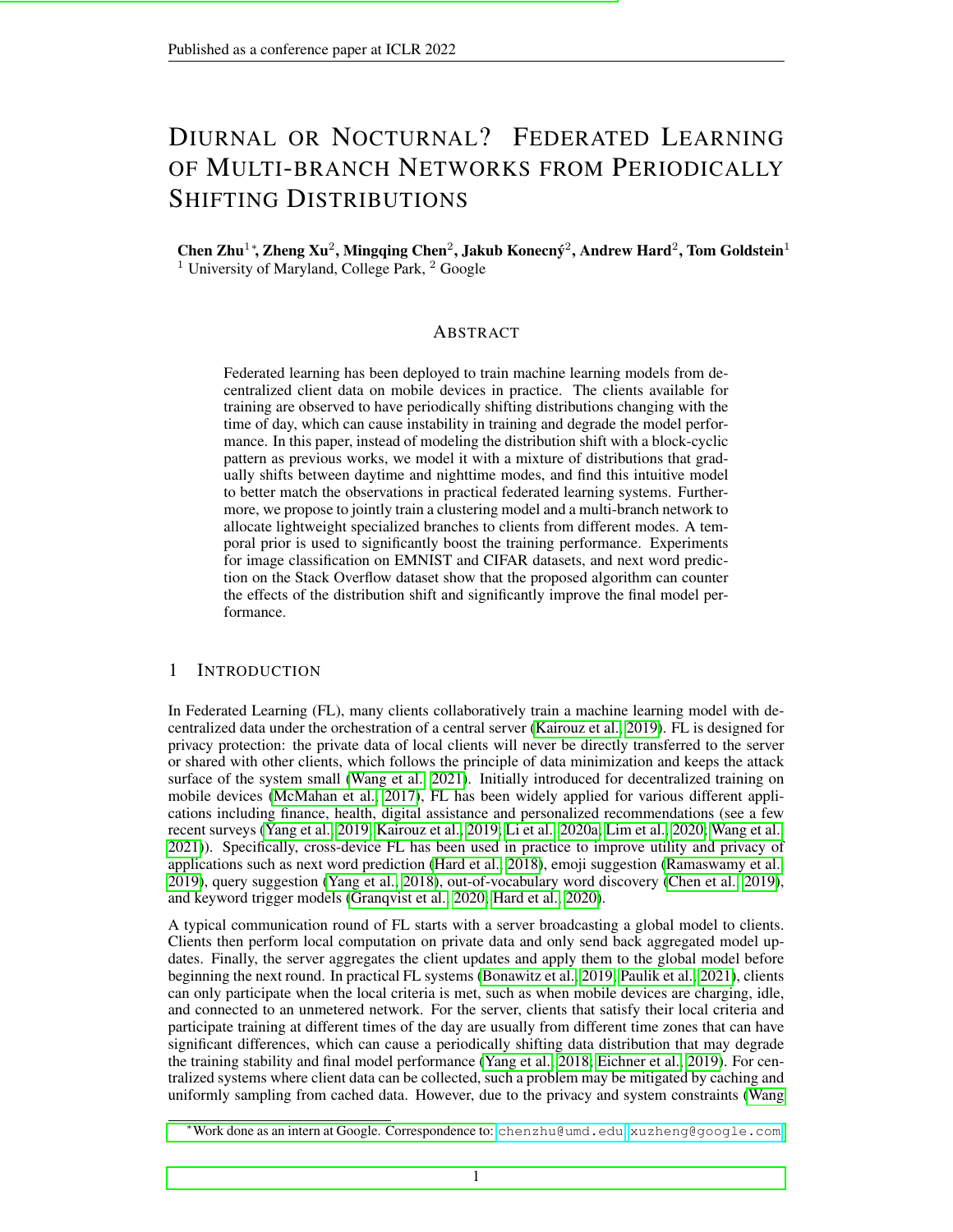# DIURNAL OR NOCTURNAL? FEDERATED LEARNING OF MULTI-BRANCH NETWORKS FROM PERIODICALLY SHIFTING DISTRIBUTIONS

**Chen Zhu**[1]*, **Zheng Xu**[2], **Mingqing Chen**[2], **Jakub Konečný**[2], **Andrew Hard**[2], **Tom Goldstein**[1]
[1] University of Maryland, College Park, [2] Google

## ABSTRACT

Federated learning has been deployed to train machine learning models from decentralized client data on mobile devices in practice. The clients available for training are observed to have periodically shifting distributions changing with the time of day, which can cause instability in training and degrade the model performance. In this paper, instead of modeling the distribution shift with a block-cyclic pattern as previous works, we model it with a mixture of distributions that gradually shifts between daytime and nighttime modes, and find this intuitive model to better match the observations in practical federated learning systems. Furthermore, we propose to jointly train a clustering model and a multi-branch network to allocate lightweight specialized branches to clients from different modes. A temporal prior is used to significantly boost the training performance. Experiments for image classification on EMNIST and CIFAR datasets, and next word prediction on the Stack Overflow dataset show that the proposed algorithm can counter the effects of the distribution shift and significantly improve the final model performance.

## 1 INTRODUCTION

In Federated Learning (FL), many clients collaboratively train a machine learning model with decentralized data under the orchestration of a central server (Kairouz et al., 2019). FL is designed for privacy protection: the private data of local clients will never be directly transferred to the server or shared with other clients, which follows the principle of data minimization and keeps the attack surface of the system small (Wang et al., 2021). Initially introduced for decentralized training on mobile devices (McMahan et al., 2017), FL has been widely applied for various different applications including finance, health, digital assistance and personalized recommendations (see a few recent surveys (Yang et al., 2019; Kairouz et al., 2019; Li et al., 2020a; Lim et al., 2020; Wang et al., 2021)). Specifically, cross-device FL has been used in practice to improve utility and privacy of applications such as next word prediction (Hard et al., 2018), emoji suggestion (Ramaswamy et al., 2019), query suggestion (Yang et al., 2018), out-of-vocabulary word discovery (Chen et al., 2019), and keyword trigger models (Granqvist et al., 2020; Hard et al., 2020).

A typical communication round of FL starts with a server broadcasting a global model to clients. Clients then perform local computation on private data and only send back aggregated model updates. Finally, the server aggregates the client updates and apply them to the global model before beginning the next round. In practical FL systems (Bonawitz et al., 2019; Paulik et al., 2021), clients can only participate when the local criteria is met, such as when mobile devices are charging, idle, and connected to an unmetered network. For the server, clients that satisfy their local criteria and participate training at different times of the day are usually from different time zones that can have significant differences, which can cause a periodically shifting data distribution that may degrade the training stability and final model performance (Yang et al., 2018; Eichner et al., 2019). For centralized systems where client data can be collected, such a problem may be mitigated by caching and uniformly sampling from cached data. However, due to the privacy and system constraints (Wang

*Work done as an intern at Google. Correspondence to: chenzhu@umd.edu, xuzheng@google.com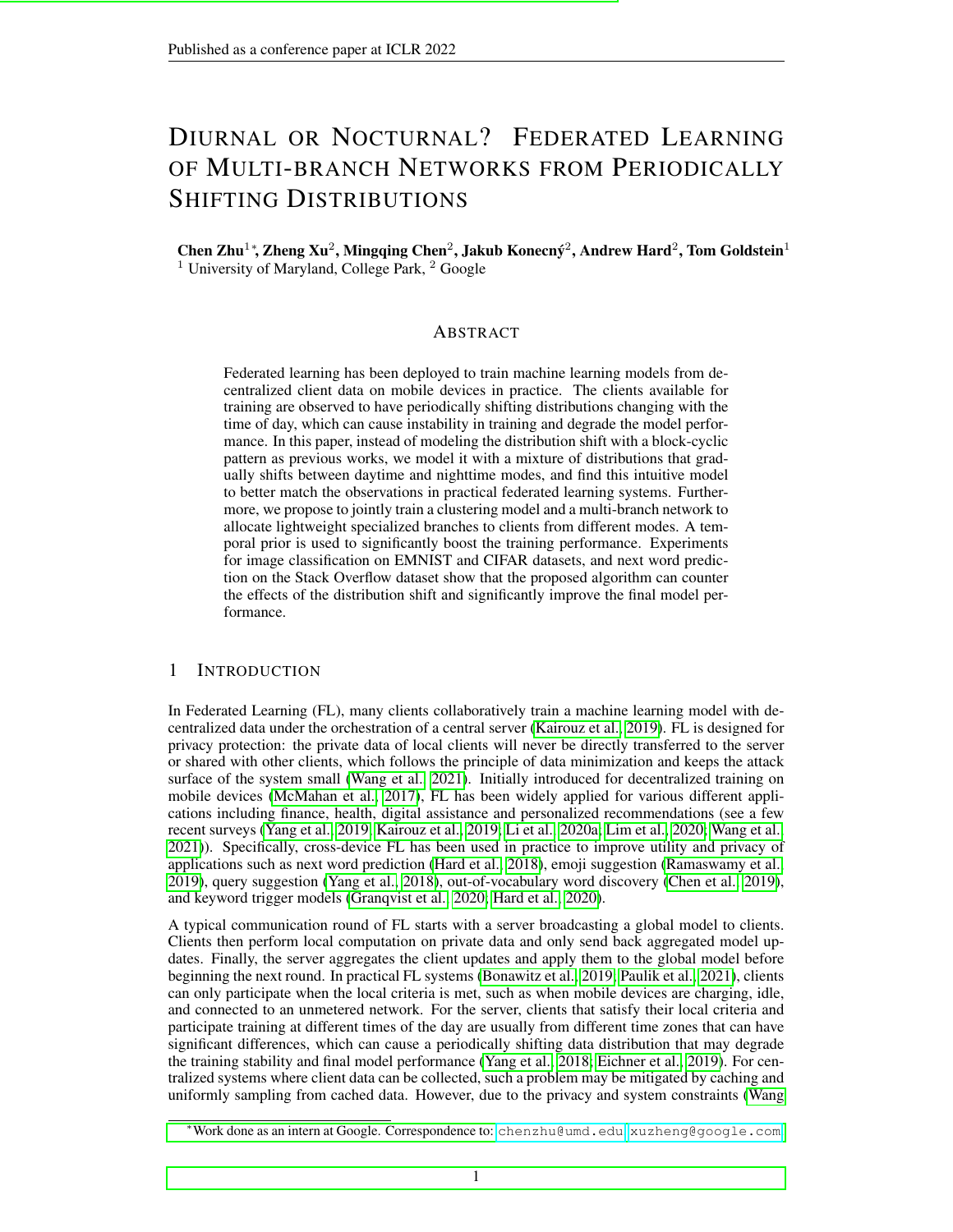# Diurnal or Nocturnal? Federated Learning of Multi-branch Networks from Periodically Shifting Distributions

**Chen Zhu**[1]\*, **Zheng Xu**[2], **Mingqing Chen**[2], **Jakub Konečný**[2], **Andrew Hard**[2], **Tom Goldstein**[1]

[1] University of Maryland, College Park, [2] Google

## Abstract

Federated learning has been deployed to train machine learning models from decentralized client data on mobile devices in practice. The clients available for training are observed to have periodically shifting distributions changing with the time of day, which can cause instability in training and degrade the model performance. In this paper, instead of modeling the distribution shift with a block-cyclic pattern as previous works, we model it with a mixture of distributions that gradually shifts between daytime and nighttime modes, and find this intuitive model to better match the observations in practical federated learning systems. Furthermore, we propose to jointly train a clustering model and a multi-branch network to allocate lightweight specialized branches to clients from different modes. A temporal prior is used to significantly boost the training performance. Experiments for image classification on EMNIST and CIFAR datasets, and next word prediction on the Stack Overflow dataset show that the proposed algorithm can counter the effects of the distribution shift and significantly improve the final model performance.

## 1 Introduction

In Federated Learning (FL), many clients collaboratively train a machine learning model with decentralized data under the orchestration of a central server (Kairouz et al., 2019). FL is designed for privacy protection: the private data of local clients will never be directly transferred to the server or shared with other clients, which follows the principle of data minimization and keeps the attack surface of the system small (Wang et al., 2021). Initially introduced for decentralized training on mobile devices (McMahan et al., 2017), FL has been widely applied for various different applications including finance, health, digital assistance and personalized recommendations (see a few recent surveys (Yang et al., 2019; Kairouz et al., 2019; Li et al., 2020a; Lim et al., 2020; Wang et al., 2021)). Specifically, cross-device FL has been used in practice to improve utility and privacy of applications such as next word prediction (Hard et al., 2018), emoji suggestion (Ramaswamy et al., 2019), query suggestion (Yang et al., 2018), out-of-vocabulary word discovery (Chen et al., 2019), and keyword trigger models (Granqvist et al., 2020; Hard et al., 2020).

A typical communication round of FL starts with a server broadcasting a global model to clients. Clients then perform local computation on private data and only send back aggregated model updates. Finally, the server aggregates the client updates and apply them to the global model before beginning the next round. In practical FL systems (Bonawitz et al., 2019; Paulik et al., 2021), clients can only participate when the local criteria is met, such as when mobile devices are charging, idle, and connected to an unmetered network. For the server, clients that satisfy their local criteria and participate training at different times of the day are usually from different time zones that can have significant differences, which can cause a periodically shifting data distribution that may degrade the training stability and final model performance (Yang et al., 2018; Eichner et al., 2019). For centralized systems where client data can be collected, such a problem may be mitigated by caching and uniformly sampling from cached data. However, due to the privacy and system constraints (Wang

\*Work done as an intern at Google. Correspondence to: chenzhu@umd.edu, xuzheng@google.com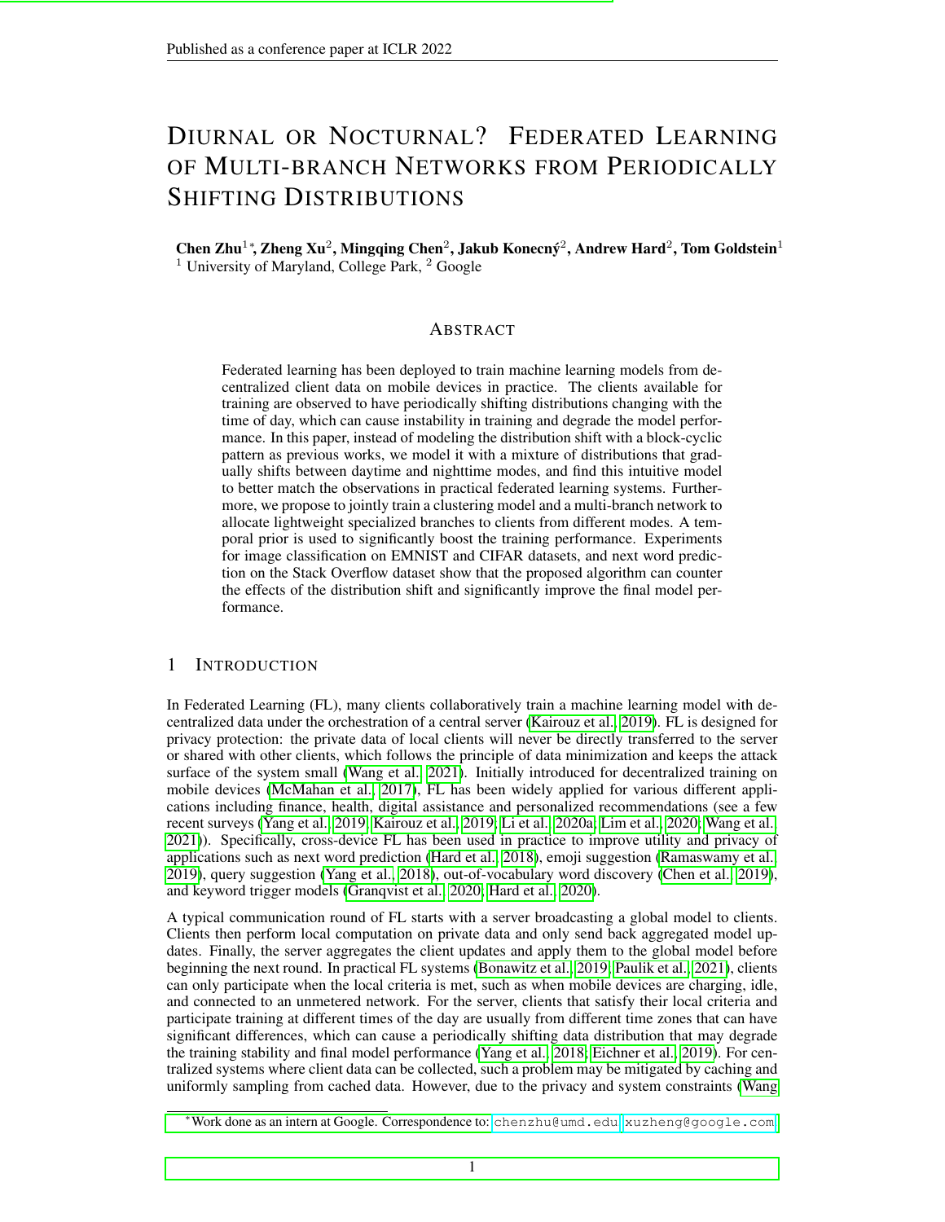# Diurnal or Nocturnal? Federated Learning of Multi-branch Networks from Periodically Shifting Distributions

**Chen Zhu**[1]*, **Zheng Xu**[2], **Mingqing Chen**[2], **Jakub Konečný**[2], **Andrew Hard**[2], **Tom Goldstein**[1]
[1] University of Maryland, College Park, [2] Google

## Abstract

Federated learning has been deployed to train machine learning models from decentralized client data on mobile devices in practice. The clients available for training are observed to have periodically shifting distributions changing with the time of day, which can cause instability in training and degrade the model performance. In this paper, instead of modeling the distribution shift with a block-cyclic pattern as previous works, we model it with a mixture of distributions that gradually shifts between daytime and nighttime modes, and find this intuitive model to better match the observations in practical federated learning systems. Furthermore, we propose to jointly train a clustering model and a multi-branch network to allocate lightweight specialized branches to clients from different modes. A temporal prior is used to significantly boost the training performance. Experiments for image classification on EMNIST and CIFAR datasets, and next word prediction on the Stack Overflow dataset show that the proposed algorithm can counter the effects of the distribution shift and significantly improve the final model performance.

## 1 Introduction

In Federated Learning (FL), many clients collaboratively train a machine learning model with decentralized data under the orchestration of a central server (Kairouz et al., 2019). FL is designed for privacy protection: the private data of local clients will never be directly transferred to the server or shared with other clients, which follows the principle of data minimization and keeps the attack surface of the system small (Wang et al., 2021). Initially introduced for decentralized training on mobile devices (McMahan et al., 2017), FL has been widely applied for various different applications including finance, health, digital assistance and personalized recommendations (see a few recent surveys (Yang et al., 2019; Kairouz et al., 2019; Li et al., 2020a; Lim et al., 2020; Wang et al., 2021)). Specifically, cross-device FL has been used in practice to improve utility and privacy of applications such as next word prediction (Hard et al., 2018), emoji suggestion (Ramaswamy et al., 2019), query suggestion (Yang et al., 2018), out-of-vocabulary word discovery (Chen et al., 2019), and keyword trigger models (Granqvist et al., 2020; Hard et al., 2020).

A typical communication round of FL starts with a server broadcasting a global model to clients. Clients then perform local computation on private data and only send back aggregated model updates. Finally, the server aggregates the client updates and apply them to the global model before beginning the next round. In practical FL systems (Bonawitz et al., 2019; Paulik et al., 2021), clients can only participate when the local criteria is met, such as when mobile devices are charging, idle, and connected to an unmetered network. For the server, clients that satisfy their local criteria and participate training at different times of the day are usually from different time zones that can have significant differences, which can cause a periodically shifting data distribution that may degrade the training stability and final model performance (Yang et al., 2018; Eichner et al., 2019). For centralized systems where client data can be collected, such a problem may be mitigated by caching and uniformly sampling from cached data. However, due to the privacy and system constraints (Wang

*Work done as an intern at Google. Correspondence to: chenzhu@umd.edu, xuzheng@google.com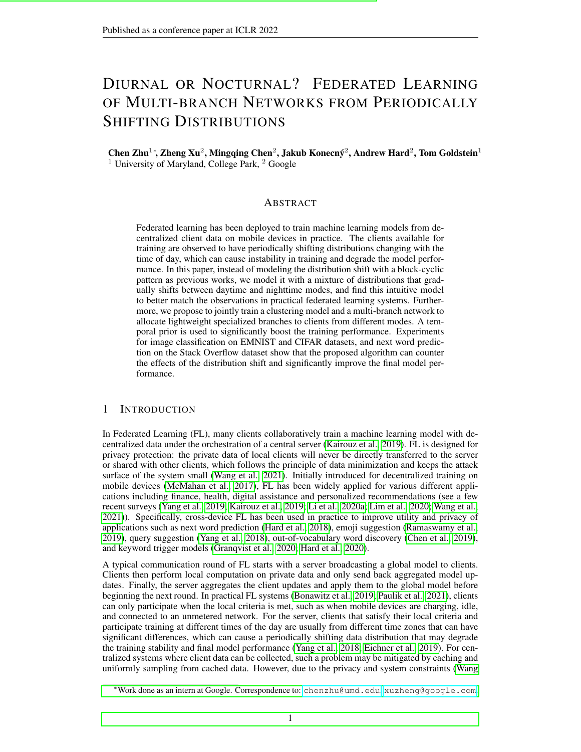# DIURNAL OR NOCTURNAL? FEDERATED LEARNING OF MULTI-BRANCH NETWORKS FROM PERIODICALLY SHIFTING DISTRIBUTIONS

**Chen Zhu**[1]\*, **Zheng Xu**[2], **Mingqing Chen**[2], **Jakub Konecný**[2], **Andrew Hard**[2], **Tom Goldstein**[1]
[1] University of Maryland, College Park, [2] Google

## ABSTRACT

Federated learning has been deployed to train machine learning models from decentralized client data on mobile devices in practice. The clients available for training are observed to have periodically shifting distributions changing with the time of day, which can cause instability in training and degrade the model performance. In this paper, instead of modeling the distribution shift with a block-cyclic pattern as previous works, we model it with a mixture of distributions that gradually shifts between daytime and nighttime modes, and find this intuitive model to better match the observations in practical federated learning systems. Furthermore, we propose to jointly train a clustering model and a multi-branch network to allocate lightweight specialized branches to clients from different modes. A temporal prior is used to significantly boost the training performance. Experiments for image classification on EMNIST and CIFAR datasets, and next word prediction on the Stack Overflow dataset show that the proposed algorithm can counter the effects of the distribution shift and significantly improve the final model performance.

## 1 INTRODUCTION

In Federated Learning (FL), many clients collaboratively train a machine learning model with decentralized data under the orchestration of a central server (Kairouz et al., 2019). FL is designed for privacy protection: the private data of local clients will never be directly transferred to the server or shared with other clients, which follows the principle of data minimization and keeps the attack surface of the system small (Wang et al., 2021). Initially introduced for decentralized training on mobile devices (McMahan et al., 2017), FL has been widely applied for various different applications including finance, health, digital assistance and personalized recommendations (see a few recent surveys (Yang et al., 2019; Kairouz et al., 2019; Li et al., 2020a; Lim et al., 2020; Wang et al., 2021)). Specifically, cross-device FL has been used in practice to improve utility and privacy of applications such as next word prediction (Hard et al., 2018), emoji suggestion (Ramaswamy et al., 2019), query suggestion (Yang et al., 2018), out-of-vocabulary word discovery (Chen et al., 2019), and keyword trigger models (Granqvist et al., 2020; Hard et al., 2020).

A typical communication round of FL starts with a server broadcasting a global model to clients. Clients then perform local computation on private data and only send back aggregated model updates. Finally, the server aggregates the client updates and apply them to the global model before beginning the next round. In practical FL systems (Bonawitz et al., 2019; Paulik et al., 2021), clients can only participate when the local criteria is met, such as when mobile devices are charging, idle, and connected to an unmetered network. For the server, clients that satisfy their local criteria and participate training at different times of the day are usually from different time zones that can have significant differences, which can cause a periodically shifting data distribution that may degrade the training stability and final model performance (Yang et al., 2018; Eichner et al., 2019). For centralized systems where client data can be collected, such a problem may be mitigated by caching and uniformly sampling from cached data. However, due to the privacy and system constraints (Wang

\*Work done as an intern at Google. Correspondence to: chenzhu@umd.edu, xuzheng@google.com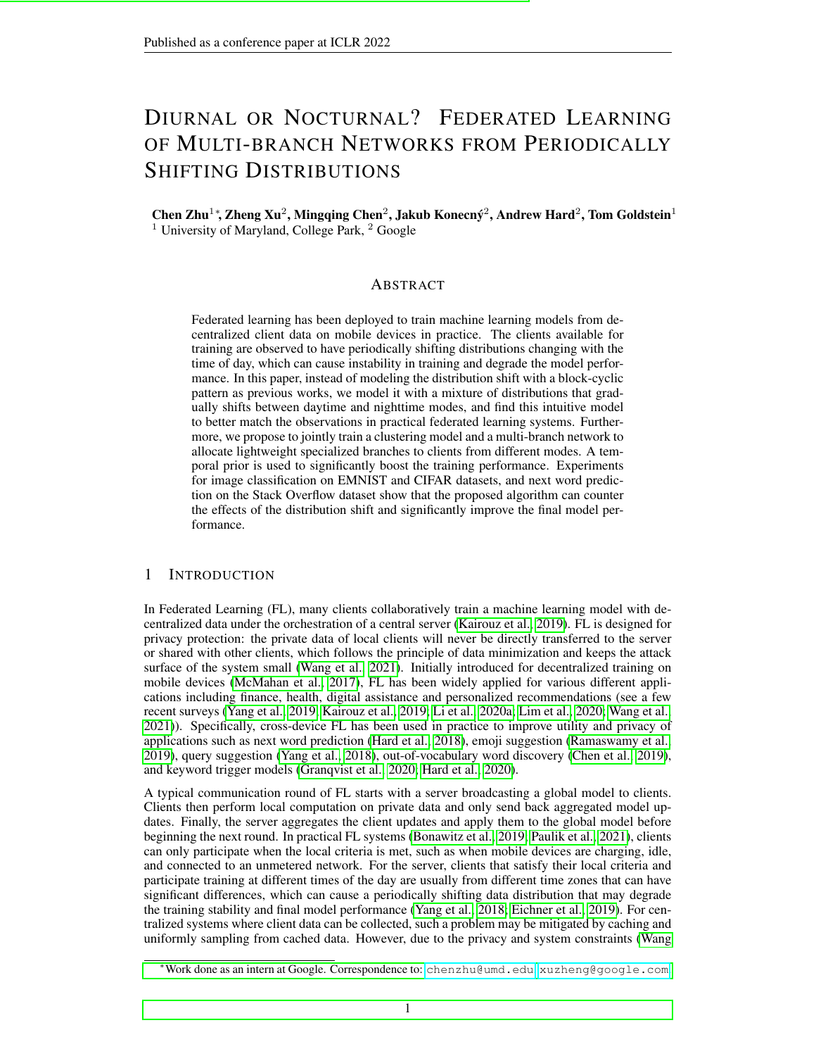# DIURNAL OR NOCTURNAL? FEDERATED LEARNING OF MULTI-BRANCH NETWORKS FROM PERIODICALLY SHIFTING DISTRIBUTIONS

**Chen Zhu**[1]*, **Zheng Xu**[2], **Mingqing Chen**[2], **Jakub Konečný**[2], **Andrew Hard**[2], **Tom Goldstein**[1]
[1] University of Maryland, College Park, [2] Google

## ABSTRACT

Federated learning has been deployed to train machine learning models from decentralized client data on mobile devices in practice. The clients available for training are observed to have periodically shifting distributions changing with the time of day, which can cause instability in training and degrade the model performance. In this paper, instead of modeling the distribution shift with a block-cyclic pattern as previous works, we model it with a mixture of distributions that gradually shifts between daytime and nighttime modes, and find this intuitive model to better match the observations in practical federated learning systems. Furthermore, we propose to jointly train a clustering model and a multi-branch network to allocate lightweight specialized branches to clients from different modes. A temporal prior is used to significantly boost the training performance. Experiments for image classification on EMNIST and CIFAR datasets, and next word prediction on the Stack Overflow dataset show that the proposed algorithm can counter the effects of the distribution shift and significantly improve the final model performance.

## 1 INTRODUCTION

In Federated Learning (FL), many clients collaboratively train a machine learning model with decentralized data under the orchestration of a central server (Kairouz et al., 2019). FL is designed for privacy protection: the private data of local clients will never be directly transferred to the server or shared with other clients, which follows the principle of data minimization and keeps the attack surface of the system small (Wang et al., 2021). Initially introduced for decentralized training on mobile devices (McMahan et al., 2017), FL has been widely applied for various different applications including finance, health, digital assistance and personalized recommendations (see a few recent surveys (Yang et al., 2019; Kairouz et al., 2019; Li et al., 2020a; Lim et al., 2020; Wang et al., 2021)). Specifically, cross-device FL has been used in practice to improve utility and privacy of applications such as next word prediction (Hard et al., 2018), emoji suggestion (Ramaswamy et al., 2019), query suggestion (Yang et al., 2018), out-of-vocabulary word discovery (Chen et al., 2019), and keyword trigger models (Granqvist et al., 2020; Hard et al., 2020).

A typical communication round of FL starts with a server broadcasting a global model to clients. Clients then perform local computation on private data and only send back aggregated model updates. Finally, the server aggregates the client updates and apply them to the global model before beginning the next round. In practical FL systems (Bonawitz et al., 2019; Paulik et al., 2021), clients can only participate when the local criteria is met, such as when mobile devices are charging, idle, and connected to an unmetered network. For the server, clients that satisfy their local criteria and participate training at different times of the day are usually from different time zones that can have significant differences, which can cause a periodically shifting data distribution that may degrade the training stability and final model performance (Yang et al., 2018; Eichner et al., 2019). For centralized systems where client data can be collected, such a problem may be mitigated by caching and uniformly sampling from cached data. However, due to the privacy and system constraints (Wang

*Work done as an intern at Google. Correspondence to: chenzhu@umd.edu, xuzheng@google.com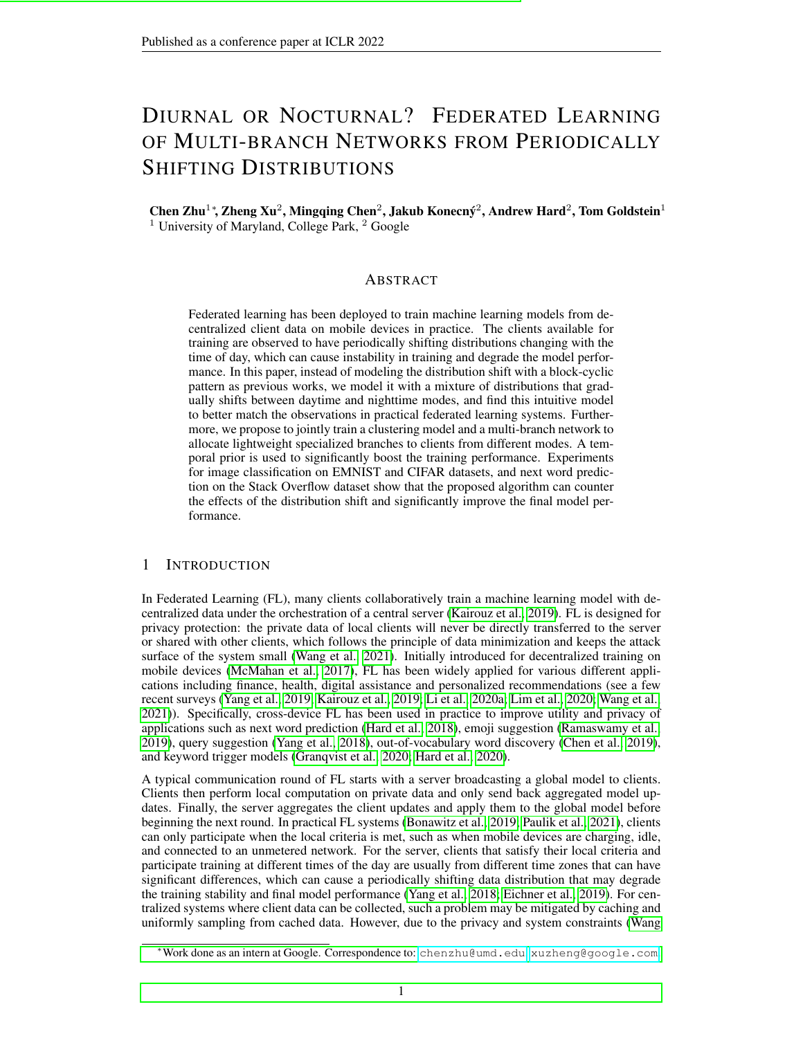# Diurnal or Nocturnal? Federated Learning of Multi-branch Networks from Periodically Shifting Distributions

**Chen Zhu**[1]*, **Zheng Xu**[2], **Mingqing Chen**[2], **Jakub Konečný**[2], **Andrew Hard**[2], **Tom Goldstein**[1]
[1] University of Maryland, College Park, [2] Google

## Abstract

Federated learning has been deployed to train machine learning models from decentralized client data on mobile devices in practice. The clients available for training are observed to have periodically shifting distributions changing with the time of day, which can cause instability in training and degrade the model performance. In this paper, instead of modeling the distribution shift with a block-cyclic pattern as previous works, we model it with a mixture of distributions that gradually shifts between daytime and nighttime modes, and find this intuitive model to better match the observations in practical federated learning systems. Furthermore, we propose to jointly train a clustering model and a multi-branch network to allocate lightweight specialized branches to clients from different modes. A temporal prior is used to significantly boost the training performance. Experiments for image classification on EMNIST and CIFAR datasets, and next word prediction on the Stack Overflow dataset show that the proposed algorithm can counter the effects of the distribution shift and significantly improve the final model performance.

## 1 Introduction

In Federated Learning (FL), many clients collaboratively train a machine learning model with decentralized data under the orchestration of a central server (Kairouz et al., 2019). FL is designed for privacy protection: the private data of local clients will never be directly transferred to the server or shared with other clients, which follows the principle of data minimization and keeps the attack surface of the system small (Wang et al., 2021). Initially introduced for decentralized training on mobile devices (McMahan et al., 2017), FL has been widely applied for various different applications including finance, health, digital assistance and personalized recommendations (see a few recent surveys (Yang et al., 2019; Kairouz et al., 2019; Li et al., 2020a; Lim et al., 2020; Wang et al., 2021)). Specifically, cross-device FL has been used in practice to improve utility and privacy of applications such as next word prediction (Hard et al., 2018), emoji suggestion (Ramaswamy et al., 2019), query suggestion (Yang et al., 2018), out-of-vocabulary word discovery (Chen et al., 2019), and keyword trigger models (Granqvist et al., 2020; Hard et al., 2020).

A typical communication round of FL starts with a server broadcasting a global model to clients. Clients then perform local computation on private data and only send back aggregated model updates. Finally, the server aggregates the client updates and apply them to the global model before beginning the next round. In practical FL systems (Bonawitz et al., 2019; Paulik et al., 2021), clients can only participate when the local criteria is met, such as when mobile devices are charging, idle, and connected to an unmetered network. For the server, clients that satisfy their local criteria and participate training at different times of the day are usually from different time zones that can have significant differences, which can cause a periodically shifting data distribution that may degrade the training stability and final model performance (Yang et al., 2018; Eichner et al., 2019). For centralized systems where client data can be collected, such a problem may be mitigated by caching and uniformly sampling from cached data. However, due to the privacy and system constraints (Wang

*Work done as an intern at Google. Correspondence to: chenzhu@umd.edu, xuzheng@google.com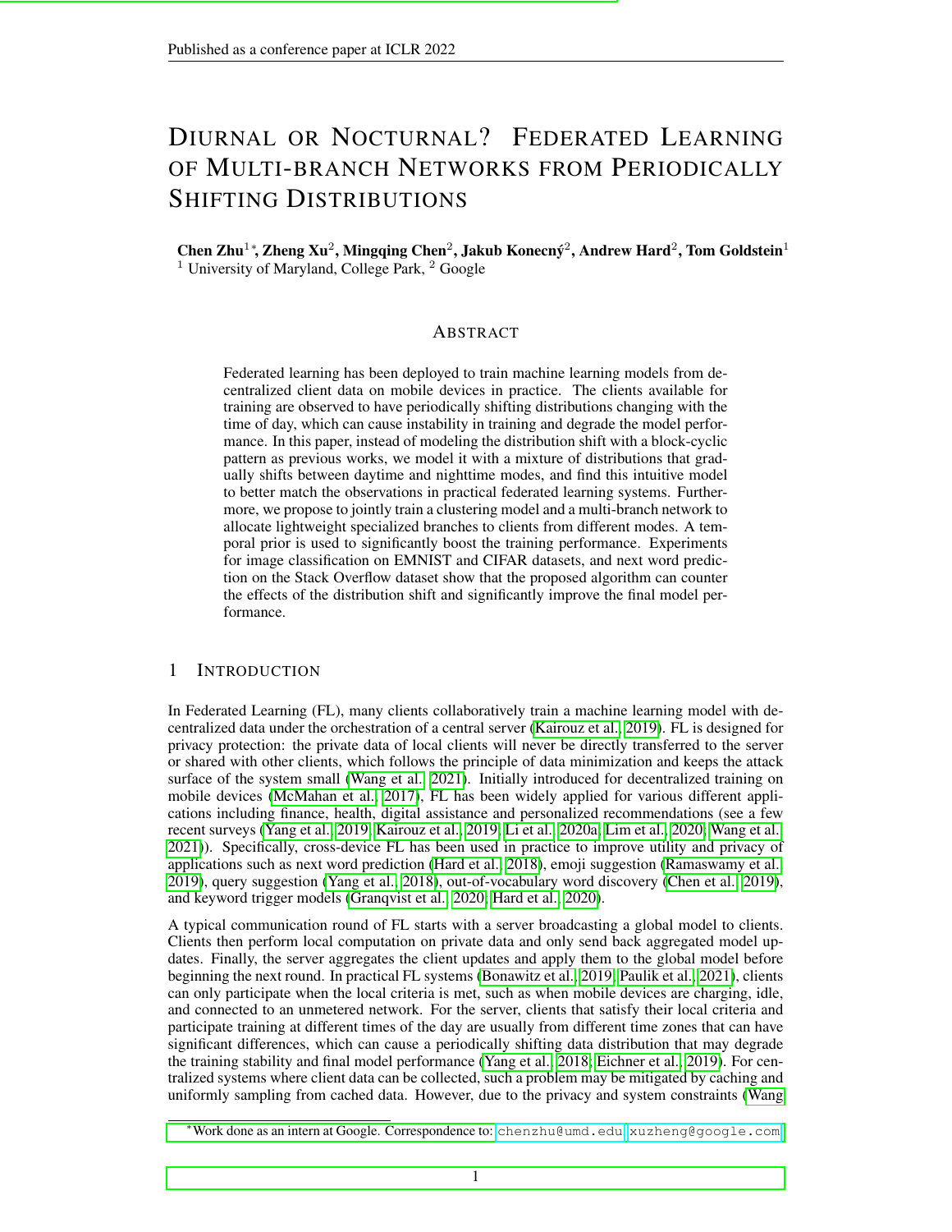# Diurnal or Nocturnal? Federated Learning of Multi-branch Networks from Periodically Shifting Distributions

**Chen Zhu**[1]*, **Zheng Xu**[2], **Mingqing Chen**[2], **Jakub Konečný**[2], **Andrew Hard**[2], **Tom Goldstein**[1]

[1] University of Maryland, College Park, [2] Google

## Abstract

Federated learning has been deployed to train machine learning models from decentralized client data on mobile devices in practice. The clients available for training are observed to have periodically shifting distributions changing with the time of day, which can cause instability in training and degrade the model performance. In this paper, instead of modeling the distribution shift with a block-cyclic pattern as previous works, we model it with a mixture of distributions that gradually shifts between daytime and nighttime modes, and find this intuitive model to better match the observations in practical federated learning systems. Furthermore, we propose to jointly train a clustering model and a multi-branch network to allocate lightweight specialized branches to clients from different modes. A temporal prior is used to significantly boost the training performance. Experiments for image classification on EMNIST and CIFAR datasets, and next word prediction on the Stack Overflow dataset show that the proposed algorithm can counter the effects of the distribution shift and significantly improve the final model performance.

## 1 Introduction

In Federated Learning (FL), many clients collaboratively train a machine learning model with decentralized data under the orchestration of a central server (Kairouz et al., 2019). FL is designed for privacy protection: the private data of local clients will never be directly transferred to the server or shared with other clients, which follows the principle of data minimization and keeps the attack surface of the system small (Wang et al., 2021). Initially introduced for decentralized training on mobile devices (McMahan et al., 2017), FL has been widely applied for various different applications including finance, health, digital assistance and personalized recommendations (see a few recent surveys (Yang et al., 2019; Kairouz et al., 2019; Li et al., 2020a; Lim et al., 2020; Wang et al., 2021)). Specifically, cross-device FL has been used in practice to improve utility and privacy of applications such as next word prediction (Hard et al., 2018), emoji suggestion (Ramaswamy et al., 2019), query suggestion (Yang et al., 2018), out-of-vocabulary word discovery (Chen et al., 2019), and keyword trigger models (Granqvist et al., 2020; Hard et al., 2020).

A typical communication round of FL starts with a server broadcasting a global model to clients. Clients then perform local computation on private data and only send back aggregated model updates. Finally, the server aggregates the client updates and apply them to the global model before beginning the next round. In practical FL systems (Bonawitz et al., 2019; Paulik et al., 2021), clients can only participate when the local criteria is met, such as when mobile devices are charging, idle, and connected to an unmetered network. For the server, clients that satisfy their local criteria and participate training at different times of the day are usually from different time zones that can have significant differences, which can cause a periodically shifting data distribution that may degrade the training stability and final model performance (Yang et al., 2018; Eichner et al., 2019). For centralized systems where client data can be collected, such a problem may be mitigated by caching and uniformly sampling from cached data. However, due to the privacy and system constraints (Wang

*Work done as an intern at Google. Correspondence to: chenzhu@umd.edu, xuzheng@google.com